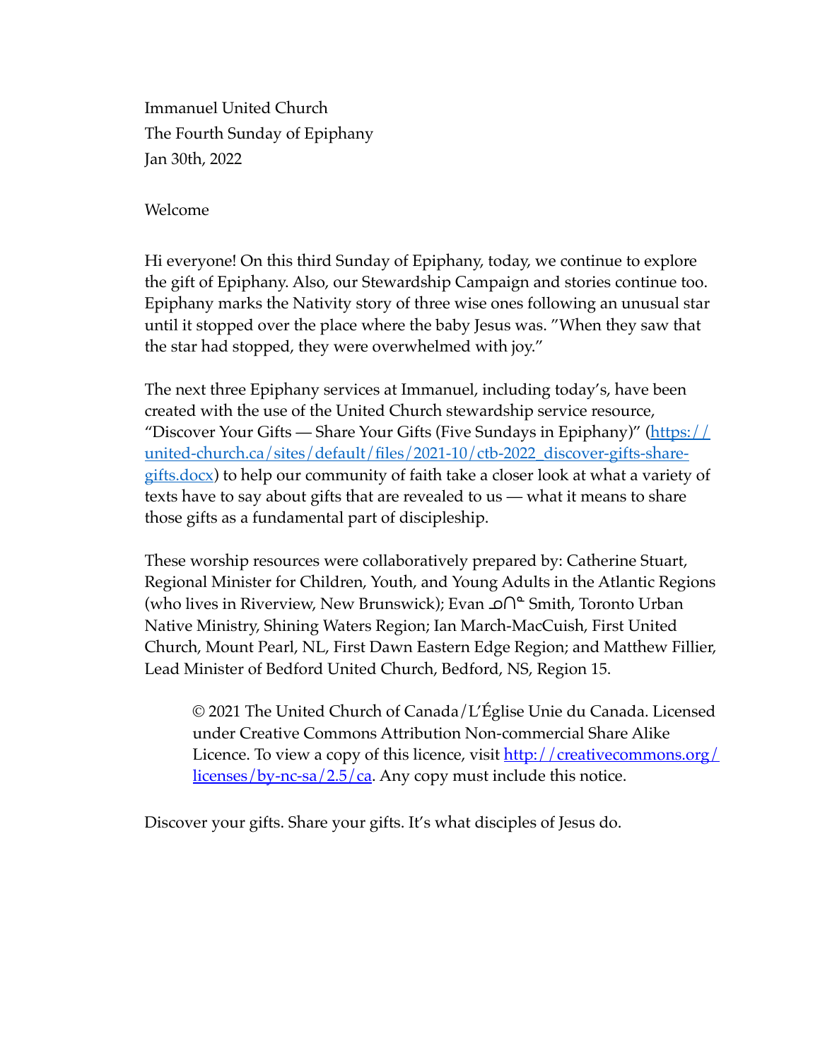Immanuel United Church
The Fourth Sunday of Epiphany
Jan 30th, 2022

Welcome

Hi everyone! On this third Sunday of Epiphany, today, we continue to explore the gift of Epiphany. Also, our Stewardship Campaign and stories continue too. Epiphany marks the Nativity story of three wise ones following an unusual star until it stopped over the place where the baby Jesus was. "When they saw that the star had stopped, they were overwhelmed with joy."

The next three Epiphany services at Immanuel, including today's, have been created with the use of the United Church stewardship service resource, "Discover Your Gifts — Share Your Gifts (Five Sundays in Epiphany)" ([https://united-church.ca/sites/default/files/2021-10/ctb-2022_discover-gifts-share-gifts.docx](https://united-church.ca/sites/default/files/2021-10/ctb-2022_discover-gifts-share-gifts.docx)) to help our community of faith take a closer look at what a variety of texts have to say about gifts that are revealed to us — what it means to share those gifts as a fundamental part of discipleship.

These worship resources were collaboratively prepared by: Catherine Stuart, Regional Minister for Children, Youth, and Young Adults in the Atlantic Regions (who lives in Riverview, New Brunswick); Evan ᓄᑎᓐ Smith, Toronto Urban Native Ministry, Shining Waters Region; Ian March-MacCuish, First United Church, Mount Pearl, NL, First Dawn Eastern Edge Region; and Matthew Fillier, Lead Minister of Bedford United Church, Bedford, NS, Region 15.

> © 2021 The United Church of Canada/L'Église Unie du Canada. Licensed under Creative Commons Attribution Non-commercial Share Alike Licence. To view a copy of this licence, visit [http://creativecommons.org/licenses/by-nc-sa/2.5/ca](http://creativecommons.org/licenses/by-nc-sa/2.5/ca). Any copy must include this notice.

Discover your gifts. Share your gifts. It's what disciples of Jesus do.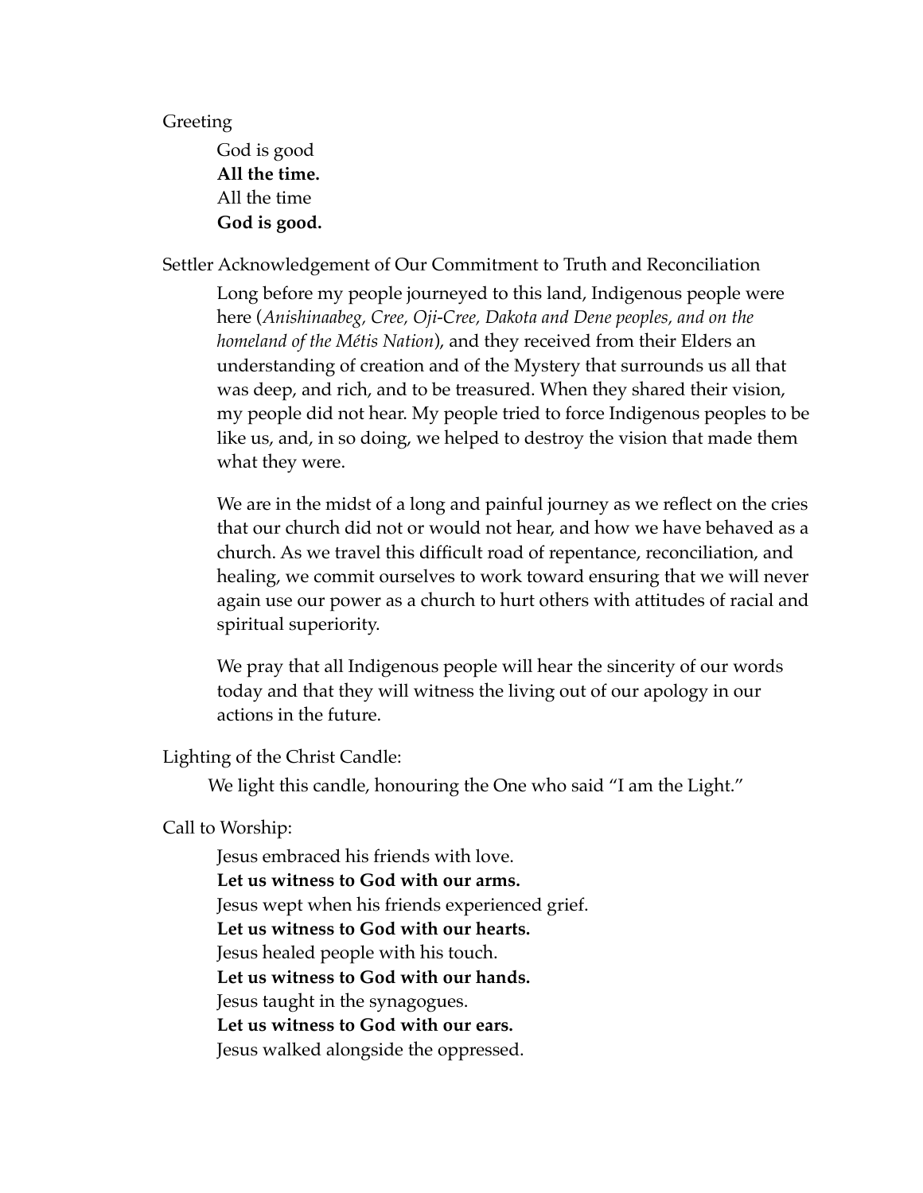Greeting

> God is good
> **All the time.**
> All the time
> **God is good.**

Settler Acknowledgement of Our Commitment to Truth and Reconciliation

> Long before my people journeyed to this land, Indigenous people were here (*Anishinaabeg, Cree, Oji-Cree, Dakota and Dene peoples, and on the homeland of the Métis Nation*), and they received from their Elders an understanding of creation and of the Mystery that surrounds us all that was deep, and rich, and to be treasured. When they shared their vision, my people did not hear. My people tried to force Indigenous peoples to be like us, and, in so doing, we helped to destroy the vision that made them what they were.
>
> We are in the midst of a long and painful journey as we reflect on the cries that our church did not or would not hear, and how we have behaved as a church. As we travel this difficult road of repentance, reconciliation, and healing, we commit ourselves to work toward ensuring that we will never again use our power as a church to hurt others with attitudes of racial and spiritual superiority.
>
> We pray that all Indigenous people will hear the sincerity of our words today and that they will witness the living out of our apology in our actions in the future.

Lighting of the Christ Candle:

> We light this candle, honouring the One who said "I am the Light."

Call to Worship:

> Jesus embraced his friends with love.
> **Let us witness to God with our arms.**
> Jesus wept when his friends experienced grief.
> **Let us witness to God with our hearts.**
> Jesus healed people with his touch.
> **Let us witness to God with our hands.**
> Jesus taught in the synagogues.
> **Let us witness to God with our ears.**
> Jesus walked alongside the oppressed.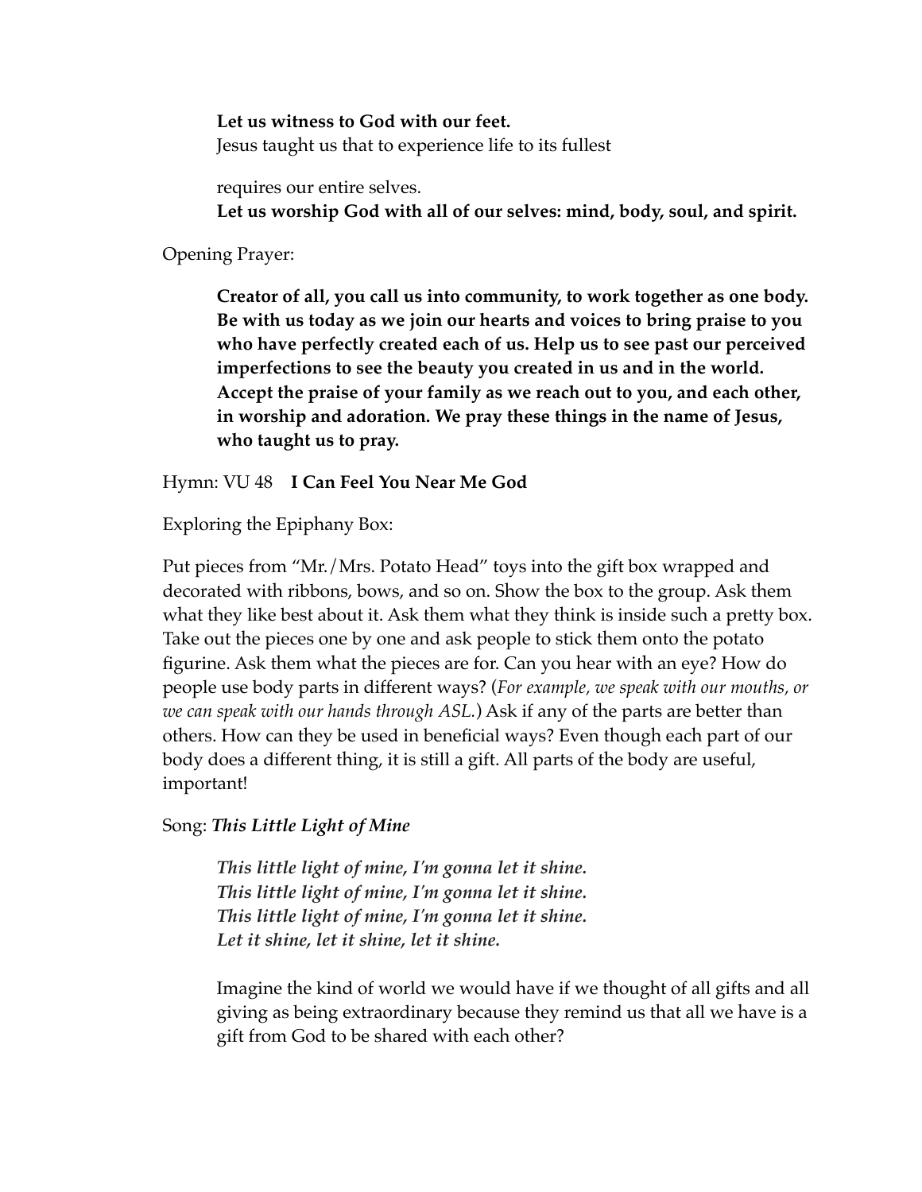**Let us witness to God with our feet.**
Jesus taught us that to experience life to its fullest

requires our entire selves.
**Let us worship God with all of our selves: mind, body, soul, and spirit.**

Opening Prayer:

**Creator of all, you call us into community, to work together as one body. Be with us today as we join our hearts and voices to bring praise to you who have perfectly created each of us. Help us to see past our perceived imperfections to see the beauty you created in us and in the world. Accept the praise of your family as we reach out to you, and each other, in worship and adoration. We pray these things in the name of Jesus, who taught us to pray.**

Hymn: VU 48 **I Can Feel You Near Me God**

Exploring the Epiphany Box:

Put pieces from "Mr./Mrs. Potato Head" toys into the gift box wrapped and decorated with ribbons, bows, and so on. Show the box to the group. Ask them what they like best about it. Ask them what they think is inside such a pretty box. Take out the pieces one by one and ask people to stick them onto the potato figurine. Ask them what the pieces are for. Can you hear with an eye? How do people use body parts in different ways? (*For example, we speak with our mouths, or we can speak with our hands through ASL.*) Ask if any of the parts are better than others. How can they be used in beneficial ways? Even though each part of our body does a different thing, it is still a gift. All parts of the body are useful, important!

Song: ***This Little Light of Mine***

*This little light of mine, I'm gonna let it shine.*
*This little light of mine, I'm gonna let it shine.*
*This little light of mine, I'm gonna let it shine.*
*Let it shine, let it shine, let it shine.*

Imagine the kind of world we would have if we thought of all gifts and all giving as being extraordinary because they remind us that all we have is a gift from God to be shared with each other?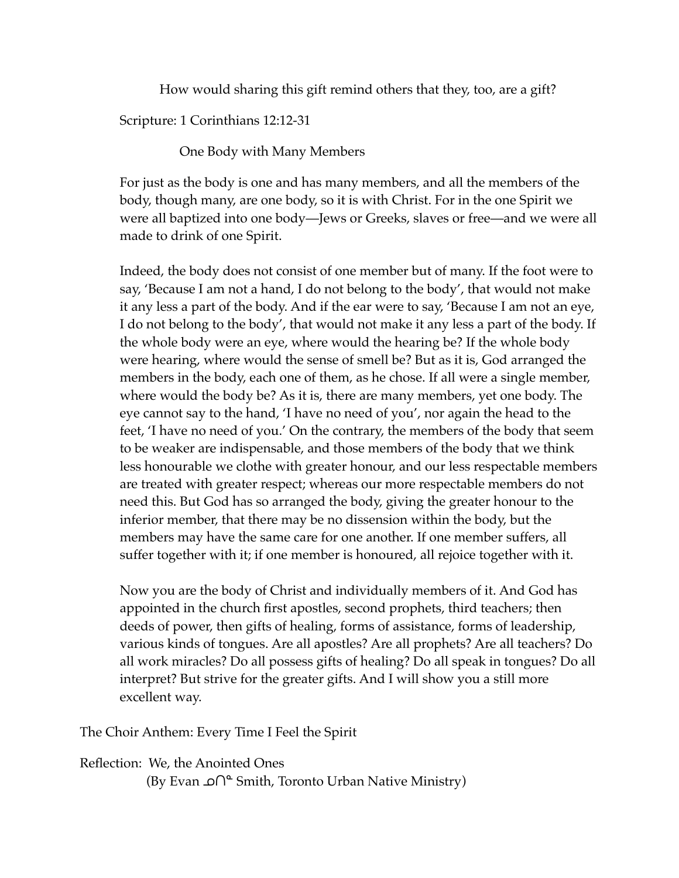How would sharing this gift remind others that they, too, are a gift?

Scripture: 1 Corinthians 12:12-31

One Body with Many Members

For just as the body is one and has many members, and all the members of the body, though many, are one body, so it is with Christ. For in the one Spirit we were all baptized into one body—Jews or Greeks, slaves or free—and we were all made to drink of one Spirit.

Indeed, the body does not consist of one member but of many. If the foot were to say, 'Because I am not a hand, I do not belong to the body', that would not make it any less a part of the body. And if the ear were to say, 'Because I am not an eye, I do not belong to the body', that would not make it any less a part of the body. If the whole body were an eye, where would the hearing be? If the whole body were hearing, where would the sense of smell be? But as it is, God arranged the members in the body, each one of them, as he chose. If all were a single member, where would the body be? As it is, there are many members, yet one body. The eye cannot say to the hand, 'I have no need of you', nor again the head to the feet, 'I have no need of you.' On the contrary, the members of the body that seem to be weaker are indispensable, and those members of the body that we think less honourable we clothe with greater honour, and our less respectable members are treated with greater respect; whereas our more respectable members do not need this. But God has so arranged the body, giving the greater honour to the inferior member, that there may be no dissension within the body, but the members may have the same care for one another. If one member suffers, all suffer together with it; if one member is honoured, all rejoice together with it.

Now you are the body of Christ and individually members of it. And God has appointed in the church first apostles, second prophets, third teachers; then deeds of power, then gifts of healing, forms of assistance, forms of leadership, various kinds of tongues. Are all apostles? Are all prophets? Are all teachers? Do all work miracles? Do all possess gifts of healing? Do all speak in tongues? Do all interpret? But strive for the greater gifts. And I will show you a still more excellent way.

The Choir Anthem: Every Time I Feel the Spirit

Reflection: We, the Anointed Ones
(By Evan ᓄᑎᓐ Smith, Toronto Urban Native Ministry)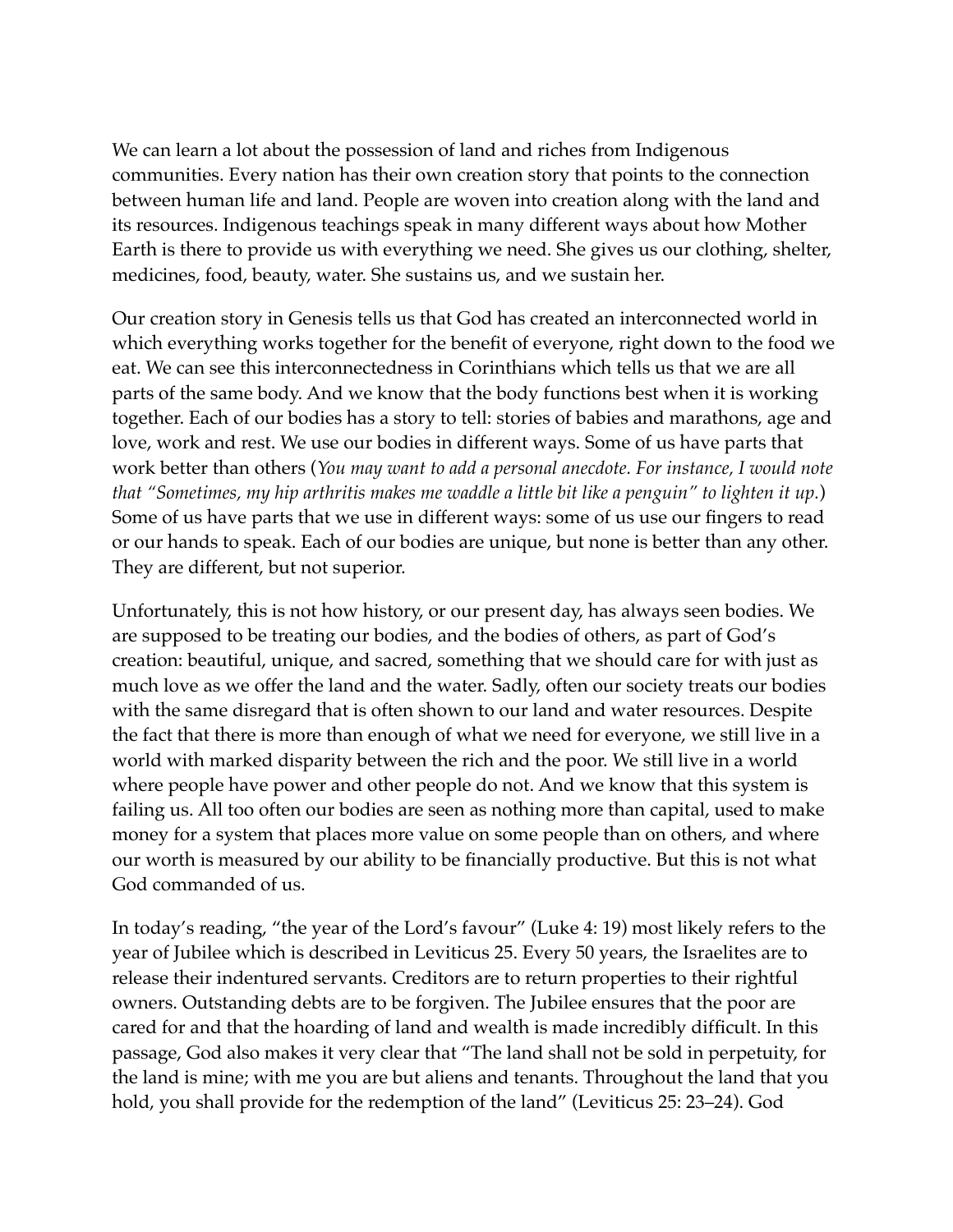We can learn a lot about the possession of land and riches from Indigenous communities. Every nation has their own creation story that points to the connection between human life and land. People are woven into creation along with the land and its resources. Indigenous teachings speak in many different ways about how Mother Earth is there to provide us with everything we need. She gives us our clothing, shelter, medicines, food, beauty, water. She sustains us, and we sustain her.

Our creation story in Genesis tells us that God has created an interconnected world in which everything works together for the benefit of everyone, right down to the food we eat. We can see this interconnectedness in Corinthians which tells us that we are all parts of the same body. And we know that the body functions best when it is working together. Each of our bodies has a story to tell: stories of babies and marathons, age and love, work and rest. We use our bodies in different ways. Some of us have parts that work better than others (*You may want to add a personal anecdote. For instance, I would note that "Sometimes, my hip arthritis makes me waddle a little bit like a penguin" to lighten it up.*) Some of us have parts that we use in different ways: some of us use our fingers to read or our hands to speak. Each of our bodies are unique, but none is better than any other. They are different, but not superior.

Unfortunately, this is not how history, or our present day, has always seen bodies. We are supposed to be treating our bodies, and the bodies of others, as part of God's creation: beautiful, unique, and sacred, something that we should care for with just as much love as we offer the land and the water. Sadly, often our society treats our bodies with the same disregard that is often shown to our land and water resources. Despite the fact that there is more than enough of what we need for everyone, we still live in a world with marked disparity between the rich and the poor. We still live in a world where people have power and other people do not. And we know that this system is failing us. All too often our bodies are seen as nothing more than capital, used to make money for a system that places more value on some people than on others, and where our worth is measured by our ability to be financially productive. But this is not what God commanded of us.

In today's reading, "the year of the Lord's favour" (Luke 4: 19) most likely refers to the year of Jubilee which is described in Leviticus 25. Every 50 years, the Israelites are to release their indentured servants. Creditors are to return properties to their rightful owners. Outstanding debts are to be forgiven. The Jubilee ensures that the poor are cared for and that the hoarding of land and wealth is made incredibly difficult. In this passage, God also makes it very clear that "The land shall not be sold in perpetuity, for the land is mine; with me you are but aliens and tenants. Throughout the land that you hold, you shall provide for the redemption of the land" (Leviticus 25: 23–24). God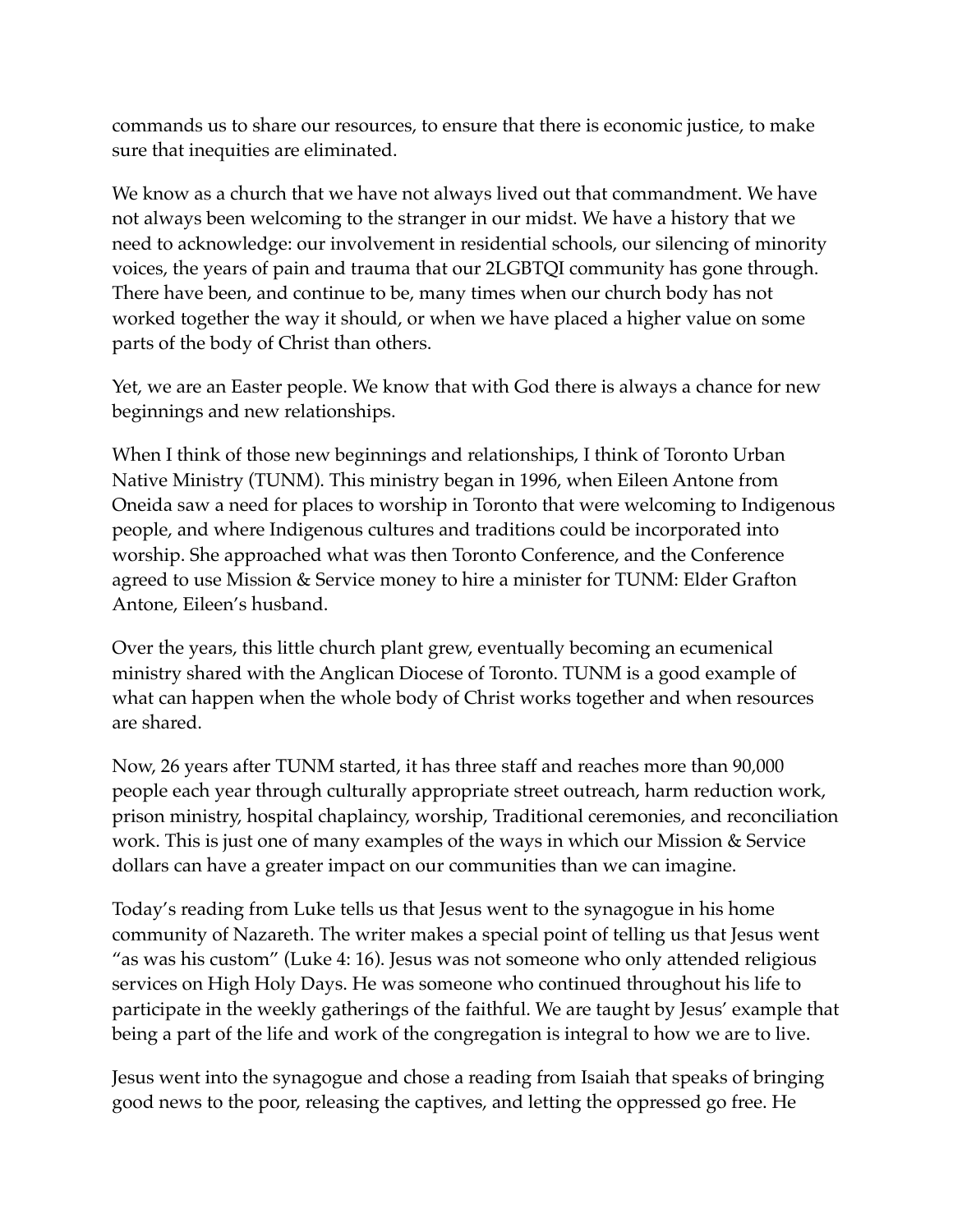commands us to share our resources, to ensure that there is economic justice, to make sure that inequities are eliminated.

We know as a church that we have not always lived out that commandment. We have not always been welcoming to the stranger in our midst. We have a history that we need to acknowledge: our involvement in residential schools, our silencing of minority voices, the years of pain and trauma that our 2LGBTQI community has gone through. There have been, and continue to be, many times when our church body has not worked together the way it should, or when we have placed a higher value on some parts of the body of Christ than others.

Yet, we are an Easter people. We know that with God there is always a chance for new beginnings and new relationships.

When I think of those new beginnings and relationships, I think of Toronto Urban Native Ministry (TUNM). This ministry began in 1996, when Eileen Antone from Oneida saw a need for places to worship in Toronto that were welcoming to Indigenous people, and where Indigenous cultures and traditions could be incorporated into worship. She approached what was then Toronto Conference, and the Conference agreed to use Mission & Service money to hire a minister for TUNM: Elder Grafton Antone, Eileen's husband.

Over the years, this little church plant grew, eventually becoming an ecumenical ministry shared with the Anglican Diocese of Toronto. TUNM is a good example of what can happen when the whole body of Christ works together and when resources are shared.

Now, 26 years after TUNM started, it has three staff and reaches more than 90,000 people each year through culturally appropriate street outreach, harm reduction work, prison ministry, hospital chaplaincy, worship, Traditional ceremonies, and reconciliation work. This is just one of many examples of the ways in which our Mission & Service dollars can have a greater impact on our communities than we can imagine.

Today's reading from Luke tells us that Jesus went to the synagogue in his home community of Nazareth. The writer makes a special point of telling us that Jesus went "as was his custom" (Luke 4: 16). Jesus was not someone who only attended religious services on High Holy Days. He was someone who continued throughout his life to participate in the weekly gatherings of the faithful. We are taught by Jesus' example that being a part of the life and work of the congregation is integral to how we are to live.

Jesus went into the synagogue and chose a reading from Isaiah that speaks of bringing good news to the poor, releasing the captives, and letting the oppressed go free. He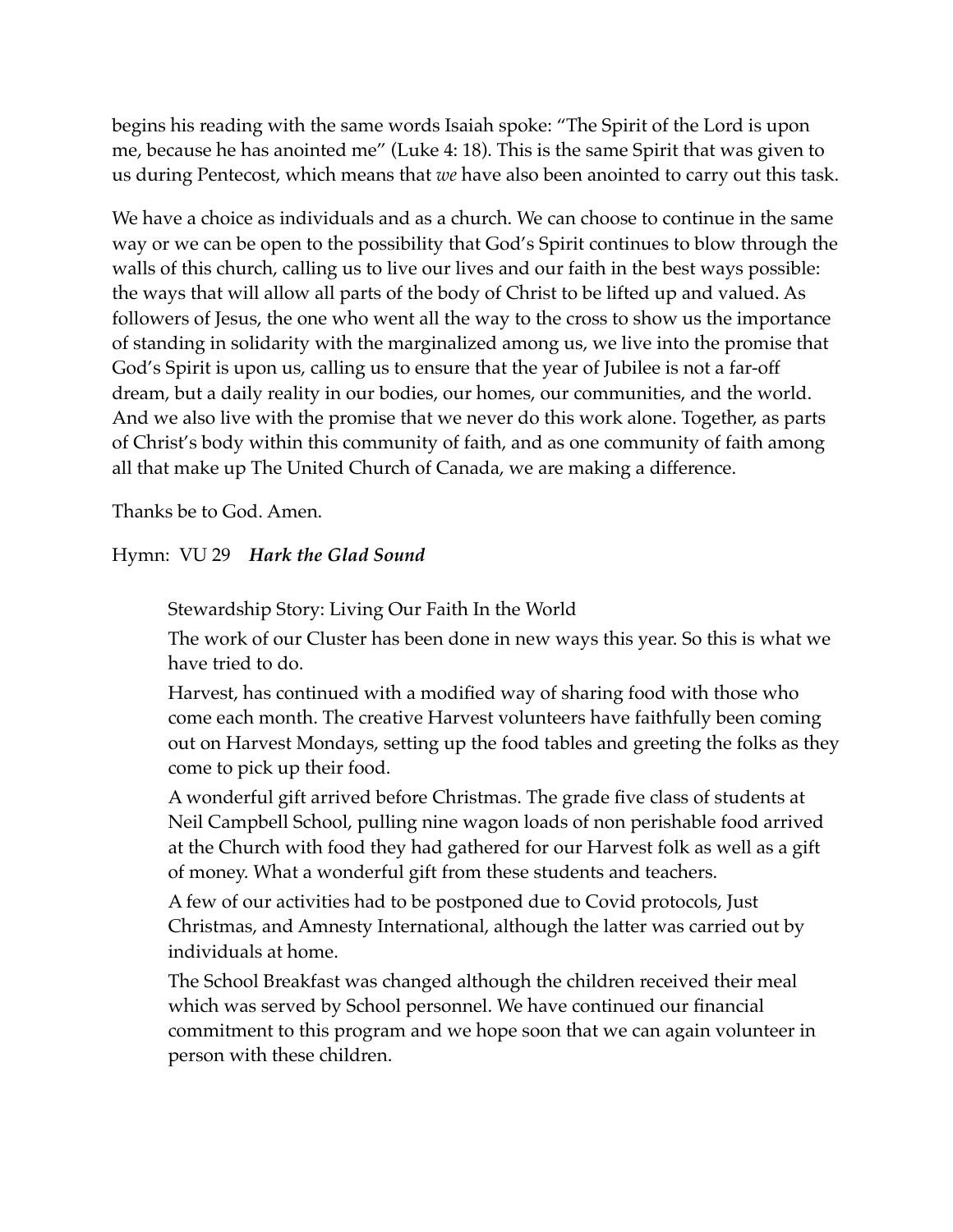begins his reading with the same words Isaiah spoke: “The Spirit of the Lord is upon me, because he has anointed me” (Luke 4: 18). This is the same Spirit that was given to us during Pentecost, which means that *we* have also been anointed to carry out this task.

We have a choice as individuals and as a church. We can choose to continue in the same way or we can be open to the possibility that God’s Spirit continues to blow through the walls of this church, calling us to live our lives and our faith in the best ways possible: the ways that will allow all parts of the body of Christ to be lifted up and valued. As followers of Jesus, the one who went all the way to the cross to show us the importance of standing in solidarity with the marginalized among us, we live into the promise that God’s Spirit is upon us, calling us to ensure that the year of Jubilee is not a far-off dream, but a daily reality in our bodies, our homes, our communities, and the world. And we also live with the promise that we never do this work alone. Together, as parts of Christ’s body within this community of faith, and as one community of faith among all that make up The United Church of Canada, we are making a difference.

Thanks be to God. Amen.

Hymn: VU 29 ***Hark the Glad Sound***

Stewardship Story: Living Our Faith In the World

The work of our Cluster has been done in new ways this year. So this is what we have tried to do.

Harvest, has continued with a modified way of sharing food with those who come each month. The creative Harvest volunteers have faithfully been coming out on Harvest Mondays, setting up the food tables and greeting the folks as they come to pick up their food.

A wonderful gift arrived before Christmas. The grade five class of students at Neil Campbell School, pulling nine wagon loads of non perishable food arrived at the Church with food they had gathered for our Harvest folk as well as a gift of money. What a wonderful gift from these students and teachers.

A few of our activities had to be postponed due to Covid protocols, Just Christmas, and Amnesty International, although the latter was carried out by individuals at home.

The School Breakfast was changed although the children received their meal which was served by School personnel. We have continued our financial commitment to this program and we hope soon that we can again volunteer in person with these children.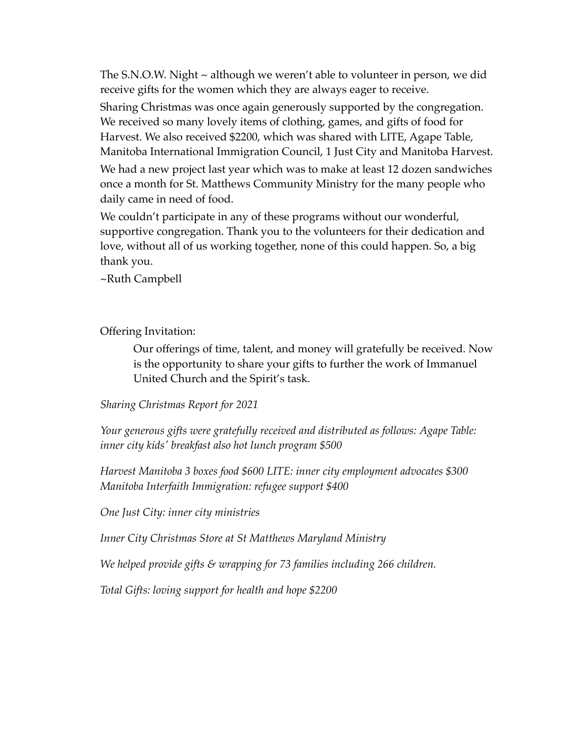The S.N.O.W. Night ~ although we weren't able to volunteer in person, we did receive gifts for the women which they are always eager to receive.

Sharing Christmas was once again generously supported by the congregation. We received so many lovely items of clothing, games, and gifts of food for Harvest. We also received $2200, which was shared with LITE, Agape Table, Manitoba International Immigration Council, 1 Just City and Manitoba Harvest.

We had a new project last year which was to make at least 12 dozen sandwiches once a month for St. Matthews Community Ministry for the many people who daily came in need of food.

We couldn't participate in any of these programs without our wonderful, supportive congregation. Thank you to the volunteers for their dedication and love, without all of us working together, none of this could happen. So, a big thank you.

~Ruth Campbell

Offering Invitation:

> Our offerings of time, talent, and money will gratefully be received. Now is the opportunity to share your gifts to further the work of Immanuel United Church and the Spirit's task.

*Sharing Christmas Report for 2021*

*Your generous gifts were gratefully received and distributed as follows: Agape Table: inner city kids' breakfast also hot lunch program $500*

*Harvest Manitoba 3 boxes food $600 LITE: inner city employment advocates $300 Manitoba Interfaith Immigration: refugee support $400*

*One Just City: inner city ministries*

*Inner City Christmas Store at St Matthews Maryland Ministry*

*We helped provide gifts & wrapping for 73 families including 266 children.*

*Total Gifts: loving support for health and hope $2200*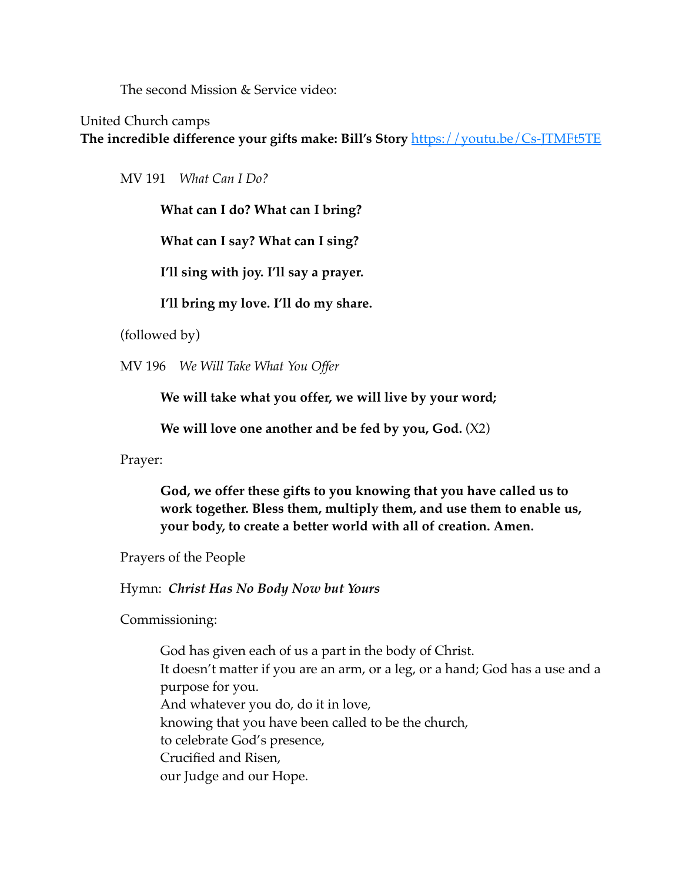The second Mission & Service video:

United Church camps
**The incredible difference your gifts make: Bill's Story** [https://youtu.be/Cs-JTMFt5TE](https://youtu.be/Cs-JTMFt5TE)

MV 191 *What Can I Do?*

**What can I do? What can I bring?**

**What can I say? What can I sing?**

**I'll sing with joy. I'll say a prayer.**

**I'll bring my love. I'll do my share.**

(followed by)

MV 196 *We Will Take What You Offer*

**We will take what you offer, we will live by your word;**

**We will love one another and be fed by you, God.** (X2)

Prayer:

**God, we offer these gifts to you knowing that you have called us to work together. Bless them, multiply them, and use them to enable us, your body, to create a better world with all of creation. Amen.**

Prayers of the People

Hymn: ***Christ Has No Body Now but Yours***

Commissioning:

God has given each of us a part in the body of Christ.
It doesn't matter if you are an arm, or a leg, or a hand; God has a use and a purpose for you.
And whatever you do, do it in love,
knowing that you have been called to be the church,
to celebrate God's presence,
Crucified and Risen,
our Judge and our Hope.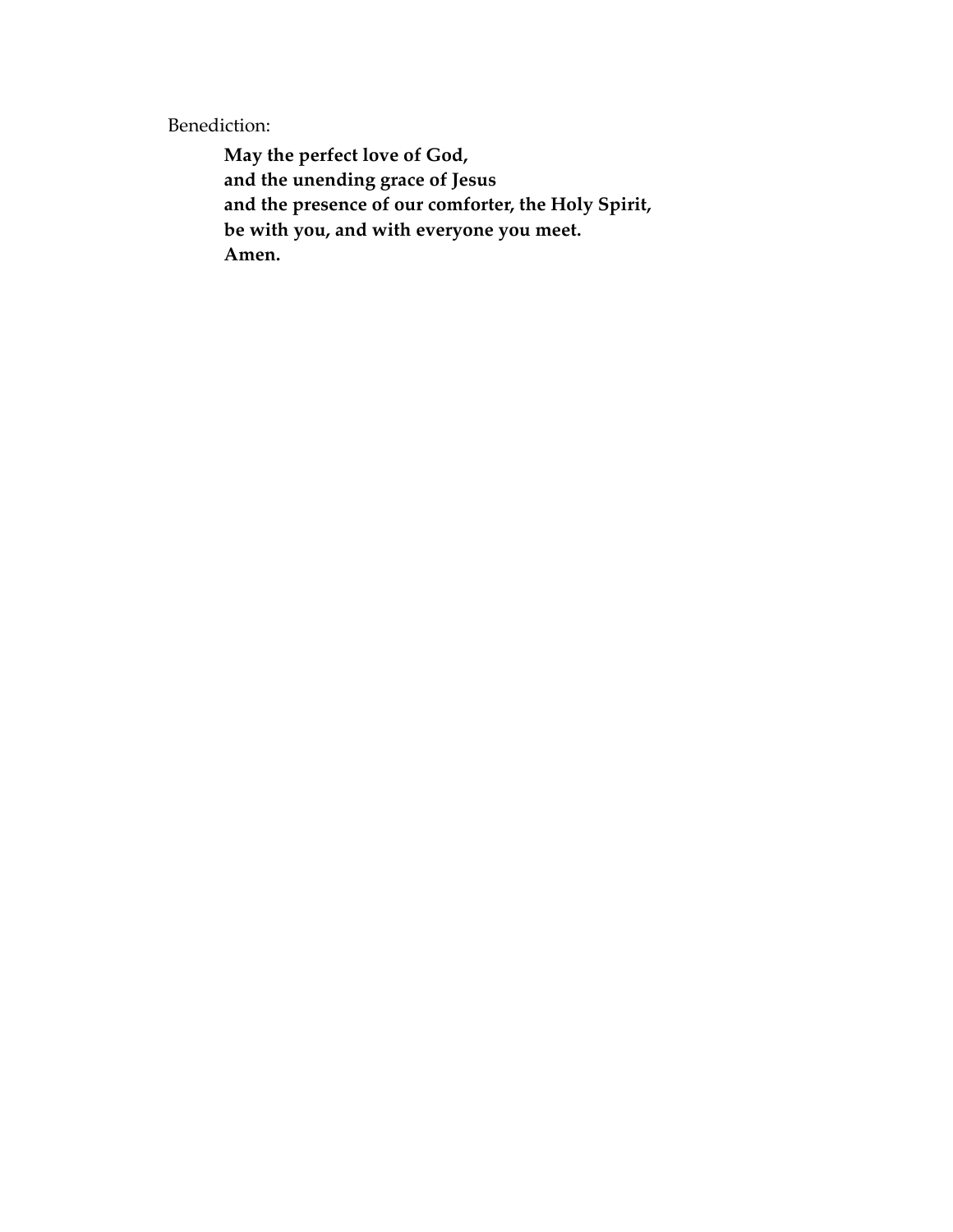Benediction:

**May the perfect love of God,**
**and the unending grace of Jesus**
**and the presence of our comforter, the Holy Spirit,**
**be with you, and with everyone you meet.**
**Amen.**